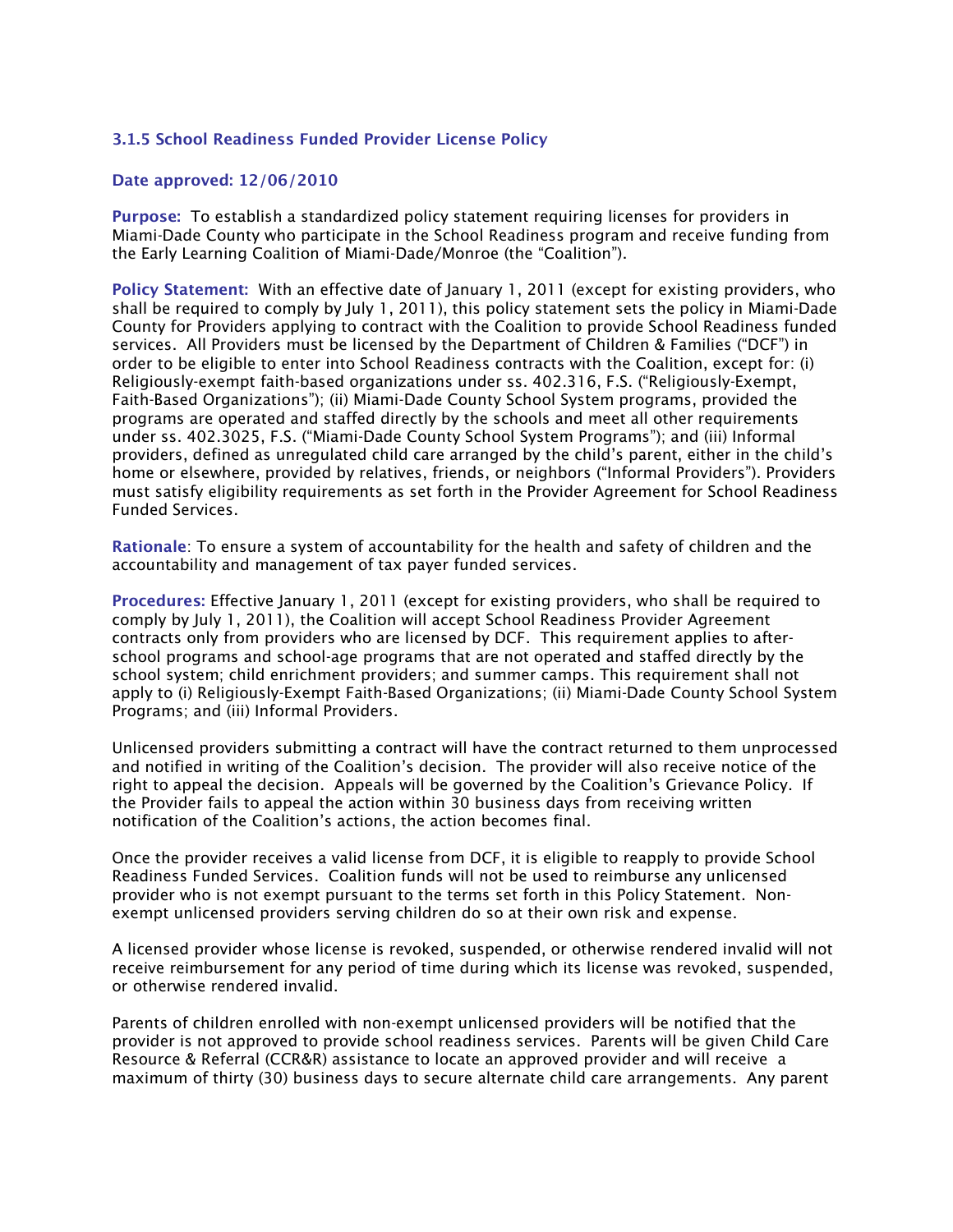### 3.1.5 School Readiness Funded Provider License Policy

**Date approved: 12/06/2010**

**Purpose:** To establish a standardized policy statement requiring licenses for providers in Miami-Dade County who participate in the School Readiness program and receive funding from the Early Learning Coalition of Miami-Dade/Monroe (the "Coalition").

**Policy Statement:** With an effective date of January 1, 2011 (except for existing providers, who shall be required to comply by July 1, 2011), this policy statement sets the policy in Miami-Dade County for Providers applying to contract with the Coalition to provide School Readiness funded services. All Providers must be licensed by the Department of Children & Families ("DCF") in order to be eligible to enter into School Readiness contracts with the Coalition, except for: (i) Religiously-exempt faith-based organizations under ss. 402.316, F.S. ("Religiously-Exempt, Faith-Based Organizations"); (ii) Miami-Dade County School System programs, provided the programs are operated and staffed directly by the schools and meet all other requirements under ss. 402.3025, F.S. ("Miami-Dade County School System Programs"); and (iii) Informal providers, defined as unregulated child care arranged by the child's parent, either in the child's home or elsewhere, provided by relatives, friends, or neighbors ("Informal Providers"). Providers must satisfy eligibility requirements as set forth in the Provider Agreement for School Readiness Funded Services.

**Rationale**: To ensure a system of accountability for the health and safety of children and the accountability and management of tax payer funded services.

**Procedures:** Effective January 1, 2011 (except for existing providers, who shall be required to comply by July 1, 2011), the Coalition will accept School Readiness Provider Agreement contracts only from providers who are licensed by DCF. This requirement applies to after-school programs and school-age programs that are not operated and staffed directly by the school system; child enrichment providers; and summer camps. This requirement shall not apply to (i) Religiously-Exempt Faith-Based Organizations; (ii) Miami-Dade County School System Programs; and (iii) Informal Providers.

Unlicensed providers submitting a contract will have the contract returned to them unprocessed and notified in writing of the Coalition's decision. The provider will also receive notice of the right to appeal the decision. Appeals will be governed by the Coalition's Grievance Policy. If the Provider fails to appeal the action within 30 business days from receiving written notification of the Coalition's actions, the action becomes final.

Once the provider receives a valid license from DCF, it is eligible to reapply to provide School Readiness Funded Services. Coalition funds will not be used to reimburse any unlicensed provider who is not exempt pursuant to the terms set forth in this Policy Statement. Non-exempt unlicensed providers serving children do so at their own risk and expense.

A licensed provider whose license is revoked, suspended, or otherwise rendered invalid will not receive reimbursement for any period of time during which its license was revoked, suspended, or otherwise rendered invalid.

Parents of children enrolled with non-exempt unlicensed providers will be notified that the provider is not approved to provide school readiness services. Parents will be given Child Care Resource & Referral (CCR&R) assistance to locate an approved provider and will receive a maximum of thirty (30) business days to secure alternate child care arrangements. Any parent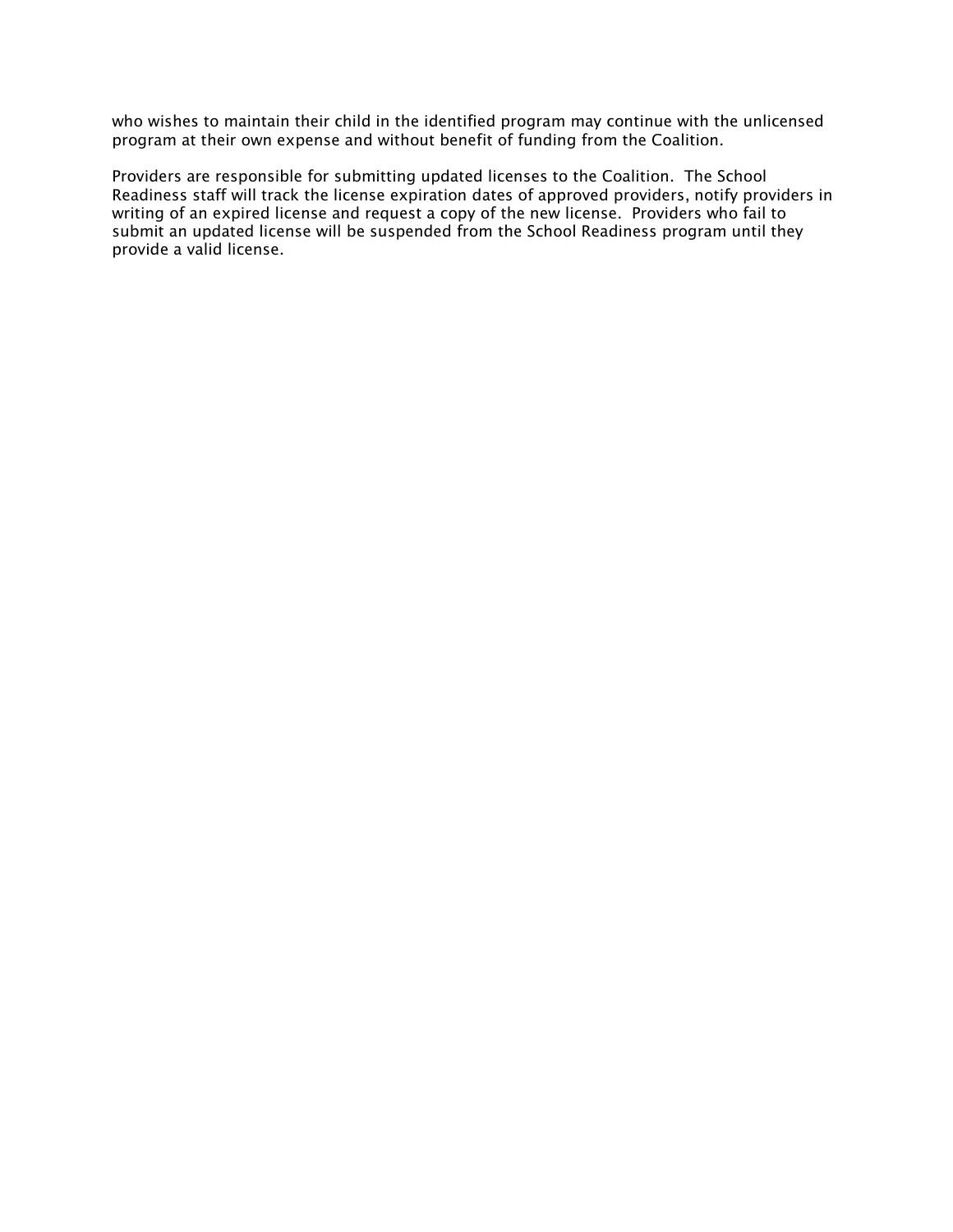who wishes to maintain their child in the identified program may continue with the unlicensed program at their own expense and without benefit of funding from the Coalition.

Providers are responsible for submitting updated licenses to the Coalition. The School Readiness staff will track the license expiration dates of approved providers, notify providers in writing of an expired license and request a copy of the new license. Providers who fail to submit an updated license will be suspended from the School Readiness program until they provide a valid license.